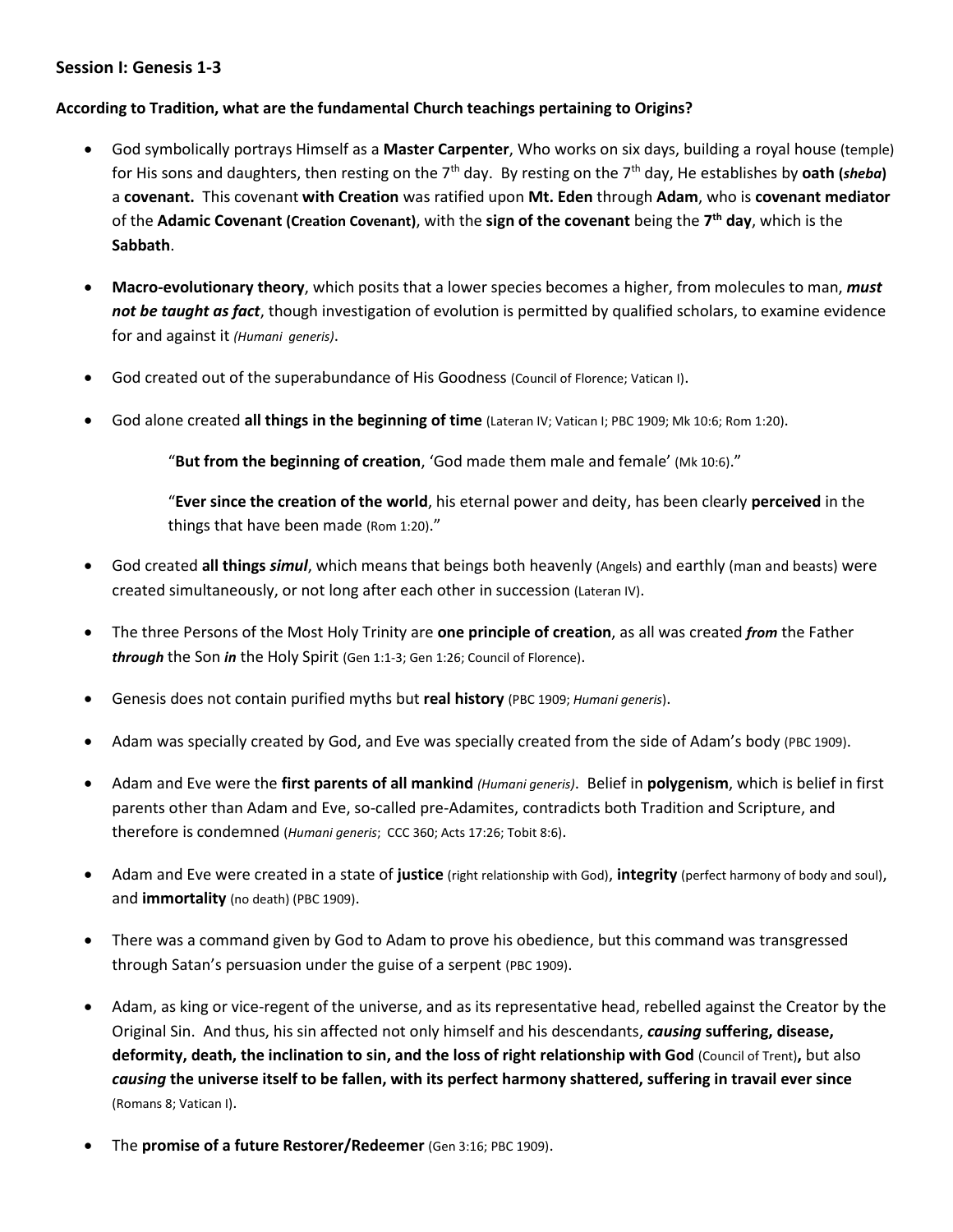## Session I: Genesis 1-3

**According to Tradition, what are the fundamental Church teachings pertaining to Origins?**

- God symbolically portrays Himself as a **Master Carpenter**, Who works on six days, building a royal house (temple) for His sons and daughters, then resting on the 7th day. By resting on the 7th day, He establishes by **oath (*sheba*)** a **covenant.** This covenant **with Creation** was ratified upon **Mt. Eden** through **Adam**, who is **covenant mediator** of the **Adamic Covenant (Creation Covenant)**, with the **sign of the covenant** being the **7th day**, which is the **Sabbath**.

- **Macro-evolutionary theory**, which posits that a lower species becomes a higher, from molecules to man, ***must not be taught as fact***, though investigation of evolution is permitted by qualified scholars, to examine evidence for and against it *(Humani generis)*.

- God created out of the superabundance of His Goodness (Council of Florence; Vatican I).

- God alone created **all things in the beginning of time** (Lateran IV; Vatican I; PBC 1909; Mk 10:6; Rom 1:20).

  "**But from the beginning of creation**, 'God made them male and female' (Mk 10:6)."

  "**Ever since the creation of the world**, his eternal power and deity, has been clearly **perceived** in the things that have been made (Rom 1:20)."

- God created **all things *simul***, which means that beings both heavenly (Angels) and earthly (man and beasts) were created simultaneously, or not long after each other in succession (Lateran IV).

- The three Persons of the Most Holy Trinity are **one principle of creation**, as all was created ***from*** the Father ***through*** the Son ***in*** the Holy Spirit (Gen 1:1-3; Gen 1:26; Council of Florence).

- Genesis does not contain purified myths but **real history** (PBC 1909; *Humani generis*).

- Adam was specially created by God, and Eve was specially created from the side of Adam's body (PBC 1909).

- Adam and Eve were the **first parents of all mankind** *(Humani generis)*. Belief in **polygenism**, which is belief in first parents other than Adam and Eve, so-called pre-Adamites, contradicts both Tradition and Scripture, and therefore is condemned (*Humani generis*; CCC 360; Acts 17:26; Tobit 8:6).

- Adam and Eve were created in a state of **justice** (right relationship with God), **integrity** (perfect harmony of body and soul), and **immortality** (no death) (PBC 1909).

- There was a command given by God to Adam to prove his obedience, but this command was transgressed through Satan's persuasion under the guise of a serpent (PBC 1909).

- Adam, as king or vice-regent of the universe, and as its representative head, rebelled against the Creator by the Original Sin. And thus, his sin affected not only himself and his descendants, ***causing* suffering, disease, deformity, death, the inclination to sin, and the loss of right relationship with God** (Council of Trent)**,** but also ***causing* the universe itself to be fallen, with its perfect harmony shattered, suffering in travail ever since** (Romans 8; Vatican I).

- The **promise of a future Restorer/Redeemer** (Gen 3:16; PBC 1909).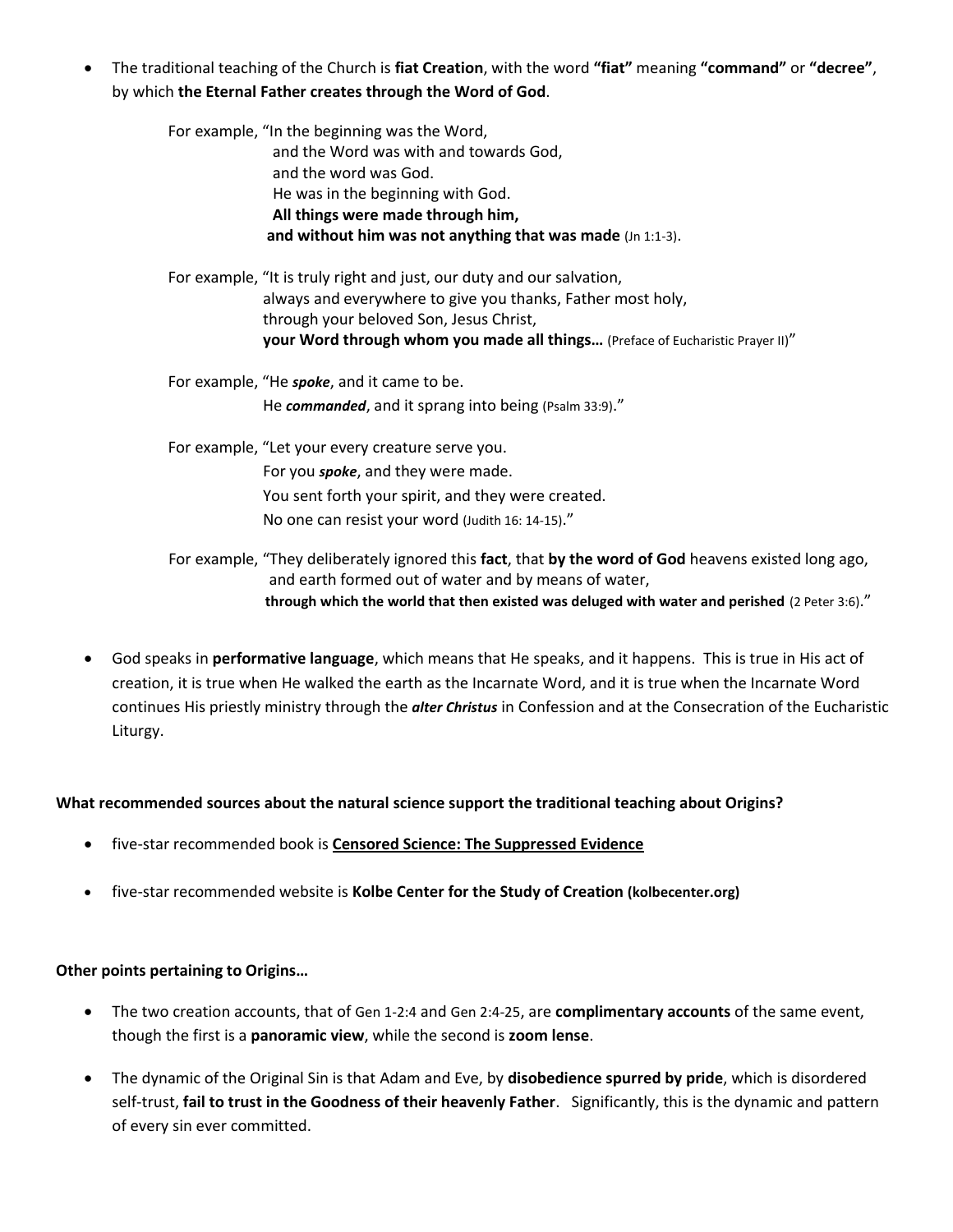- The traditional teaching of the Church is **fiat Creation**, with the word **"fiat"** meaning **"command"** or **"decree"**, by which **the Eternal Father creates through the Word of God**.

    For example, "In the beginning was the Word,
    and the Word was with and towards God,
    and the word was God.
    He was in the beginning with God.
    **All things were made through him,**
    **and without him was not anything that was made** (Jn 1:1-3).

    For example, "It is truly right and just, our duty and our salvation,
    always and everywhere to give you thanks, Father most holy,
    through your beloved Son, Jesus Christ,
    **your Word through whom you made all things…** (Preface of Eucharistic Prayer II)"

    For example, "He ***spoke***, and it came to be.
    He ***commanded***, and it sprang into being (Psalm 33:9)."

    For example, "Let your every creature serve you.
    For you ***spoke***, and they were made.
    You sent forth your spirit, and they were created.
    No one can resist your word (Judith 16: 14-15)."

    For example, "They deliberately ignored this **fact**, that **by the word of God** heavens existed long ago,
    and earth formed out of water and by means of water,
    **through which the world that then existed was deluged with water and perished** (2 Peter 3:6)."

- God speaks in **performative language**, which means that He speaks, and it happens. This is true in His act of creation, it is true when He walked the earth as the Incarnate Word, and it is true when the Incarnate Word continues His priestly ministry through the ***alter Christus*** in Confession and at the Consecration of the Eucharistic Liturgy.

**What recommended sources about the natural science support the traditional teaching about Origins?**

- five-star recommended book is **<u>Censored Science: The Suppressed Evidence</u>**
- five-star recommended website is **Kolbe Center for the Study of Creation (kolbecenter.org)**

**Other points pertaining to Origins…**

- The two creation accounts, that of Gen 1-2:4 and Gen 2:4-25, are **complimentary accounts** of the same event, though the first is a **panoramic view**, while the second is **zoom lense**.
- The dynamic of the Original Sin is that Adam and Eve, by **disobedience spurred by pride**, which is disordered self-trust, **fail to trust in the Goodness of their heavenly Father**. Significantly, this is the dynamic and pattern of every sin ever committed.